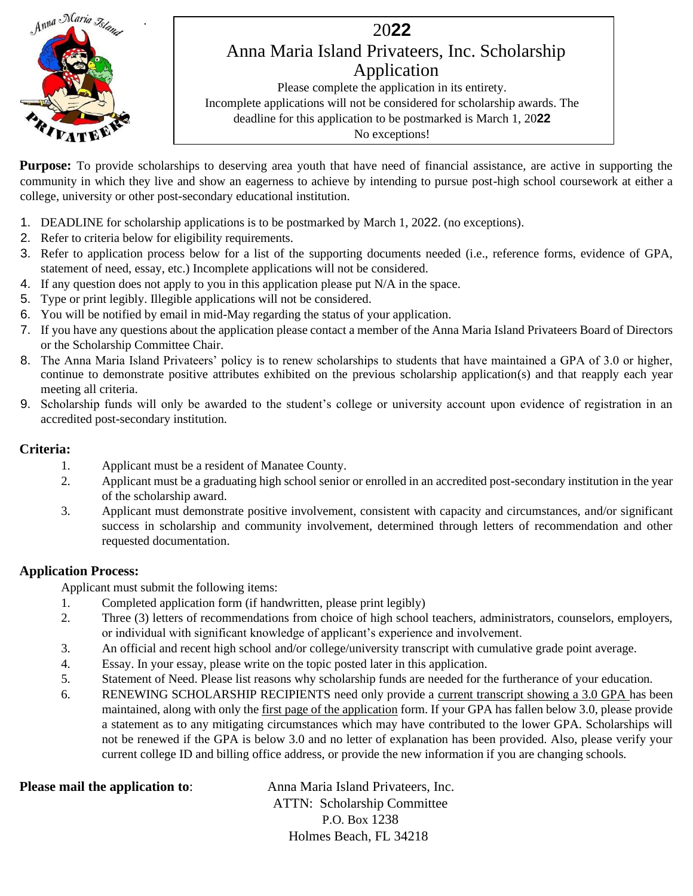# 2022

## Anna Maria Island Privateers, Inc. Scholarship Application

Please complete the application in its entirety.
Incomplete applications will not be considered for scholarship awards. The deadline for this application to be postmarked is March 1, 2022
No exceptions!

**Purpose:** To provide scholarships to deserving area youth that have need of financial assistance, are active in supporting the community in which they live and show an eagerness to achieve by intending to pursue post-high school coursework at either a college, university or other post-secondary educational institution.

1. DEADLINE for scholarship applications is to be postmarked by March 1, 2022. (no exceptions).
2. Refer to criteria below for eligibility requirements.
3. Refer to application process below for a list of the supporting documents needed (i.e., reference forms, evidence of GPA, statement of need, essay, etc.) Incomplete applications will not be considered.
4. If any question does not apply to you in this application please put N/A in the space.
5. Type or print legibly. Illegible applications will not be considered.
6. You will be notified by email in mid-May regarding the status of your application.
7. If you have any questions about the application please contact a member of the Anna Maria Island Privateers Board of Directors or the Scholarship Committee Chair.
8. The Anna Maria Island Privateers' policy is to renew scholarships to students that have maintained a GPA of 3.0 or higher, continue to demonstrate positive attributes exhibited on the previous scholarship application(s) and that reapply each year meeting all criteria.
9. Scholarship funds will only be awarded to the student's college or university account upon evidence of registration in an accredited post-secondary institution.

**Criteria:**

1. Applicant must be a resident of Manatee County.
2. Applicant must be a graduating high school senior or enrolled in an accredited post-secondary institution in the year of the scholarship award.
3. Applicant must demonstrate positive involvement, consistent with capacity and circumstances, and/or significant success in scholarship and community involvement, determined through letters of recommendation and other requested documentation.

**Application Process:**

Applicant must submit the following items:

1. Completed application form (if handwritten, please print legibly)
2. Three (3) letters of recommendations from choice of high school teachers, administrators, counselors, employers, or individual with significant knowledge of applicant's experience and involvement.
3. An official and recent high school and/or college/university transcript with cumulative grade point average.
4. Essay. In your essay, please write on the topic posted later in this application.
5. Statement of Need. Please list reasons why scholarship funds are needed for the furtherance of your education.
6. RENEWING SCHOLARSHIP RECIPIENTS need only provide a current transcript showing a 3.0 GPA has been maintained, along with only the first page of the application form. If your GPA has fallen below 3.0, please provide a statement as to any mitigating circumstances which may have contributed to the lower GPA. Scholarships will not be renewed if the GPA is below 3.0 and no letter of explanation has been provided. Also, please verify your current college ID and billing office address, or provide the new information if you are changing schools.

**Please mail the application to**:

Anna Maria Island Privateers, Inc.
ATTN: Scholarship Committee
P.O. Box 1238
Holmes Beach, FL 34218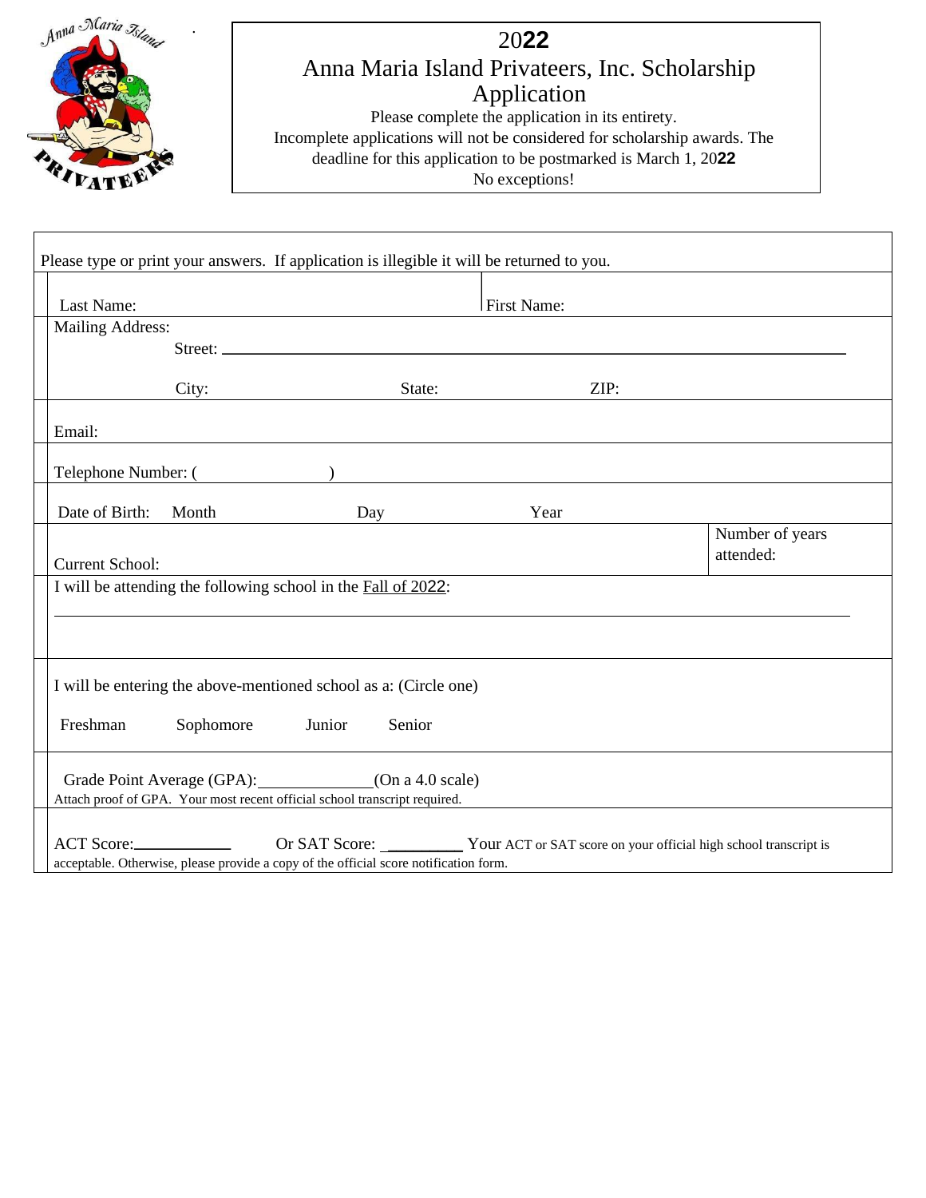# 2022

## Anna Maria Island Privateers, Inc. Scholarship Application

Please complete the application in its entirety.
Incomplete applications will not be considered for scholarship awards. The deadline for this application to be postmarked is March 1, 2022
No exceptions!

Please type or print your answers. If application is illegible it will be returned to you.

Last Name: | First Name:

Mailing Address:
Street: ______________________________________________

City: State: ZIP:

Email:

Telephone Number: (                    )

Date of Birth: Month Day Year

Current School: | Number of years attended:

I will be attending the following school in the Fall of 2022:

______________________________________________

I will be entering the above-mentioned school as a: (Circle one)

Freshman Sophomore Junior Senior

Grade Point Average (GPA):_____________(On a 4.0 scale)
Attach proof of GPA. Your most recent official school transcript required.

ACT Score:__________ Or SAT Score: _________ Your ACT or SAT score on your official high school transcript is acceptable. Otherwise, please provide a copy of the official score notification form.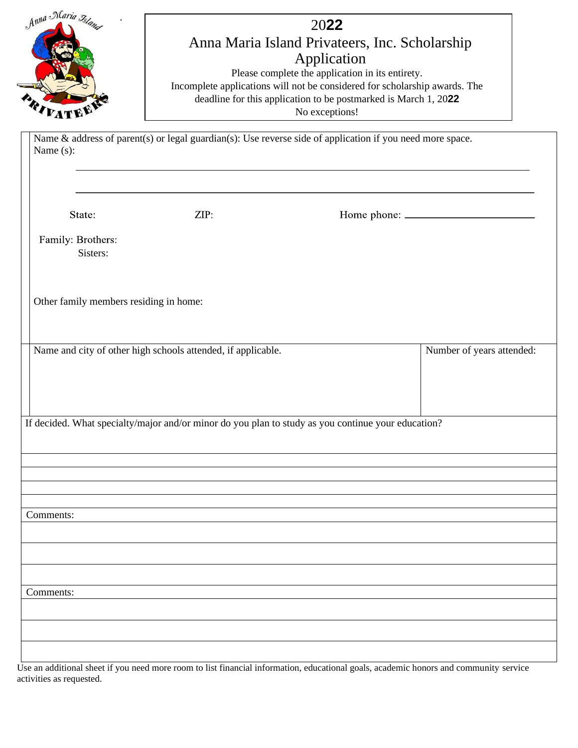# 2022

## Anna Maria Island Privateers, Inc. Scholarship Application

Please complete the application in its entirety.
Incomplete applications will not be considered for scholarship awards. The deadline for this application to be postmarked is March 1, 2022
No exceptions!

Name & address of parent(s) or legal guardian(s): Use reverse side of application if you need more space.
Name (s):

______________________________________________________________

______________________________________________________________

State: ZIP: Home phone: ______________________

Family: Brothers:
Sisters:

Other family members residing in home:

| Name and city of other high schools attended, if applicable. | Number of years attended: |
|---|---|
| | |

If decided. What specialty/major and/or minor do you plan to study as you continue your education?

Comments:

Comments:

Use an additional sheet if you need more room to list financial information, educational goals, academic honors and community service activities as requested.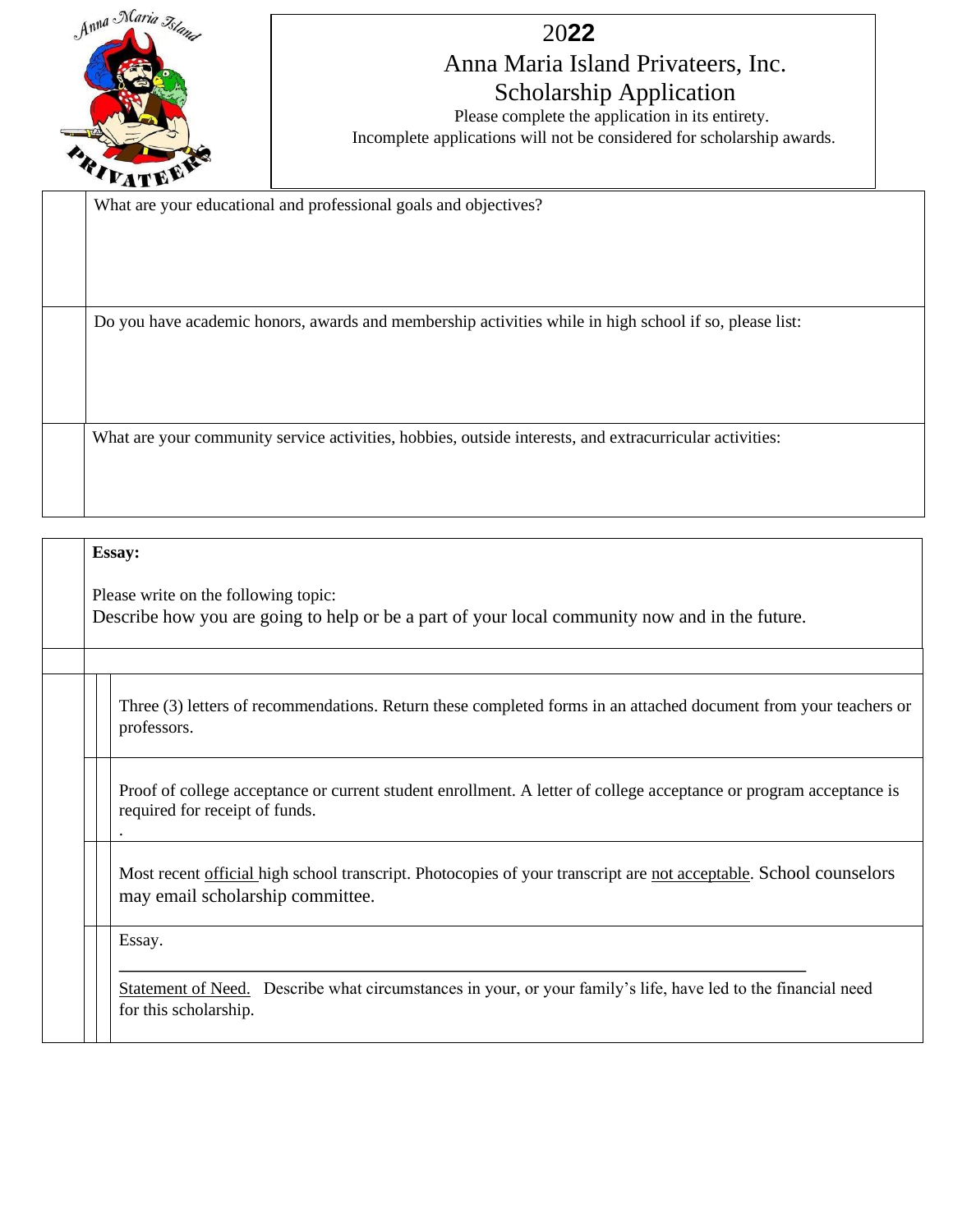# 2022

## Anna Maria Island Privateers, Inc.
## Scholarship Application

Please complete the application in its entirety.
Incomplete applications will not be considered for scholarship awards.

What are your educational and professional goals and objectives?

Do you have academic honors, awards and membership activities while in high school if so, please list:

What are your community service activities, hobbies, outside interests, and extracurricular activities:

**Essay:**

Please write on the following topic:
Describe how you are going to help or be a part of your local community now and in the future.

- Three (3) letters of recommendations. Return these completed forms in an attached document from your teachers or professors.
- Proof of college acceptance or current student enrollment. A letter of college acceptance or program acceptance is required for receipt of funds.
- Most recent official high school transcript. Photocopies of your transcript are not acceptable. School counselors may email scholarship committee.
- Essay.
- Statement of Need. Describe what circumstances in your, or your family's life, have led to the financial need for this scholarship.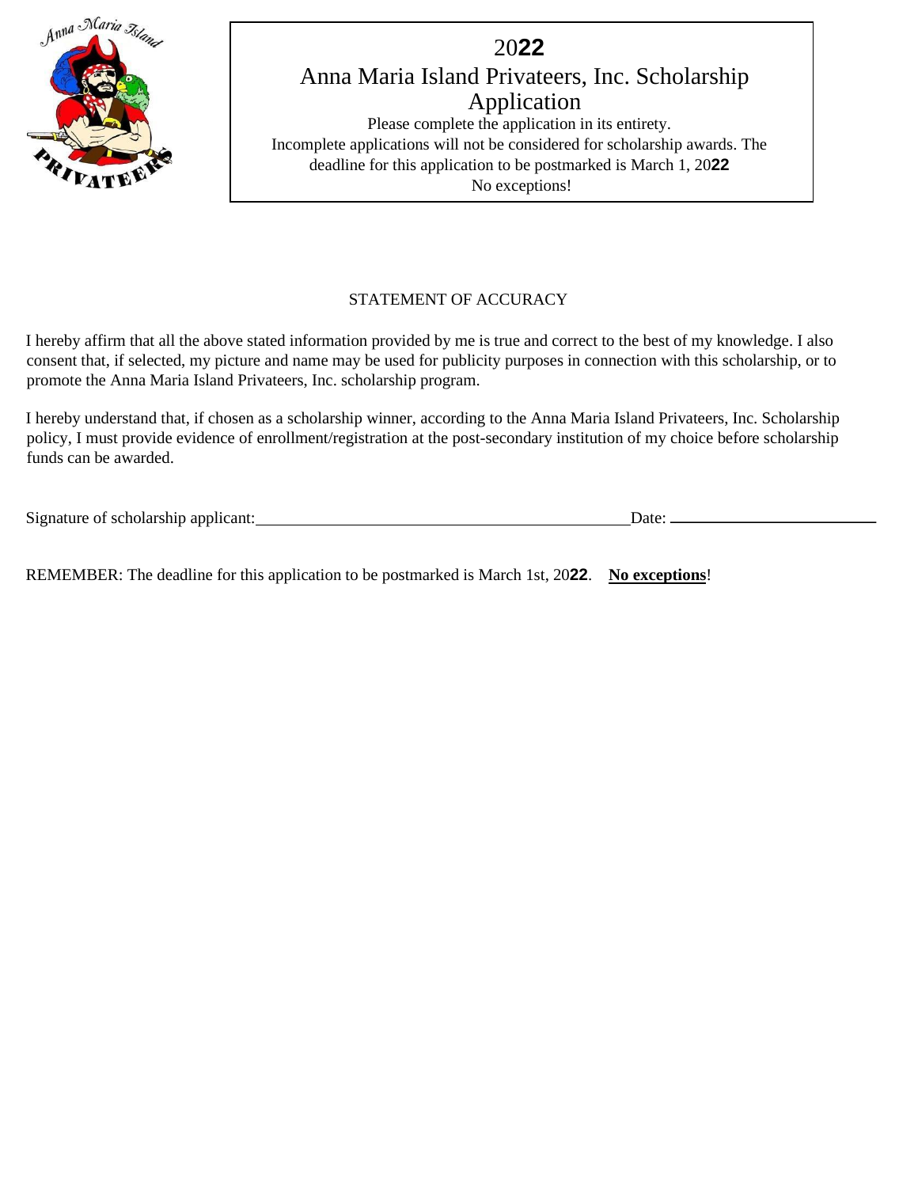# 2022

## Anna Maria Island Privateers, Inc. Scholarship Application

Please complete the application in its entirety.
Incomplete applications will not be considered for scholarship awards. The deadline for this application to be postmarked is March 1, 2022
No exceptions!

STATEMENT OF ACCURACY

I hereby affirm that all the above stated information provided by me is true and correct to the best of my knowledge. I also consent that, if selected, my picture and name may be used for publicity purposes in connection with this scholarship, or to promote the Anna Maria Island Privateers, Inc. scholarship program.

I hereby understand that, if chosen as a scholarship winner, according to the Anna Maria Island Privateers, Inc. Scholarship policy, I must provide evidence of enrollment/registration at the post-secondary institution of my choice before scholarship funds can be awarded.

Signature of scholarship applicant:_______________________________________________ Date: _________________________

REMEMBER: The deadline for this application to be postmarked is March 1st, 2022. **No exceptions**!